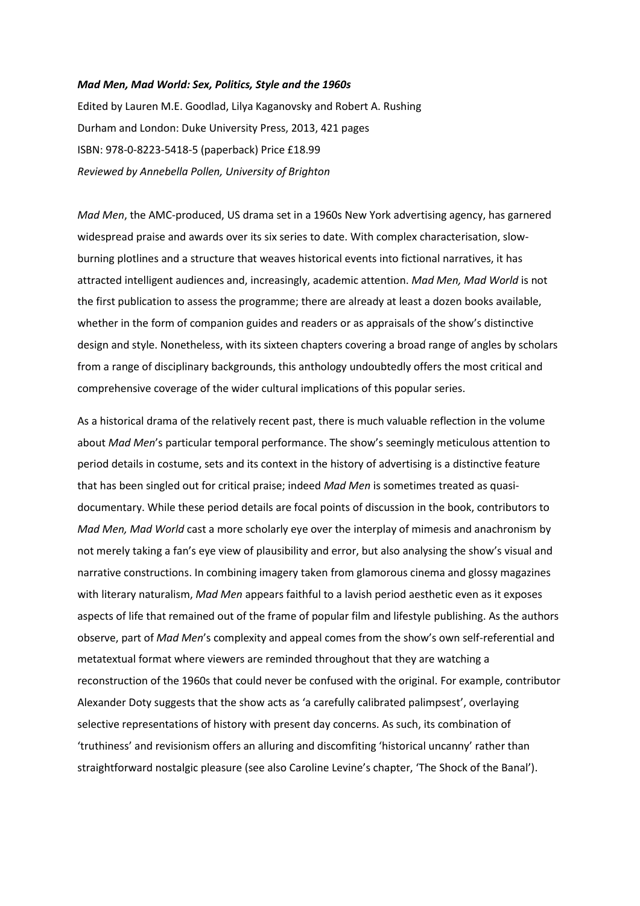***Mad Men, Mad World: Sex, Politics, Style and the 1960s***

Edited by Lauren M.E. Goodlad, Lilya Kaganovsky and Robert A. Rushing

Durham and London: Duke University Press, 2013, 421 pages

ISBN: 978-0-8223-5418-5 (paperback) Price £18.99

*Reviewed by Annebella Pollen, University of Brighton*

*Mad Men*, the AMC-produced, US drama set in a 1960s New York advertising agency, has garnered widespread praise and awards over its six series to date. With complex characterisation, slow-burning plotlines and a structure that weaves historical events into fictional narratives, it has attracted intelligent audiences and, increasingly, academic attention. *Mad Men, Mad World* is not the first publication to assess the programme; there are already at least a dozen books available, whether in the form of companion guides and readers or as appraisals of the show's distinctive design and style. Nonetheless, with its sixteen chapters covering a broad range of angles by scholars from a range of disciplinary backgrounds, this anthology undoubtedly offers the most critical and comprehensive coverage of the wider cultural implications of this popular series.

As a historical drama of the relatively recent past, there is much valuable reflection in the volume about *Mad Men*'s particular temporal performance. The show's seemingly meticulous attention to period details in costume, sets and its context in the history of advertising is a distinctive feature that has been singled out for critical praise; indeed *Mad Men* is sometimes treated as quasi-documentary. While these period details are focal points of discussion in the book, contributors to *Mad Men, Mad World* cast a more scholarly eye over the interplay of mimesis and anachronism by not merely taking a fan's eye view of plausibility and error, but also analysing the show's visual and narrative constructions. In combining imagery taken from glamorous cinema and glossy magazines with literary naturalism, *Mad Men* appears faithful to a lavish period aesthetic even as it exposes aspects of life that remained out of the frame of popular film and lifestyle publishing. As the authors observe, part of *Mad Men*'s complexity and appeal comes from the show's own self-referential and metatextual format where viewers are reminded throughout that they are watching a reconstruction of the 1960s that could never be confused with the original. For example, contributor Alexander Doty suggests that the show acts as 'a carefully calibrated palimpsest', overlaying selective representations of history with present day concerns. As such, its combination of 'truthiness' and revisionism offers an alluring and discomfiting 'historical uncanny' rather than straightforward nostalgic pleasure (see also Caroline Levine's chapter, 'The Shock of the Banal').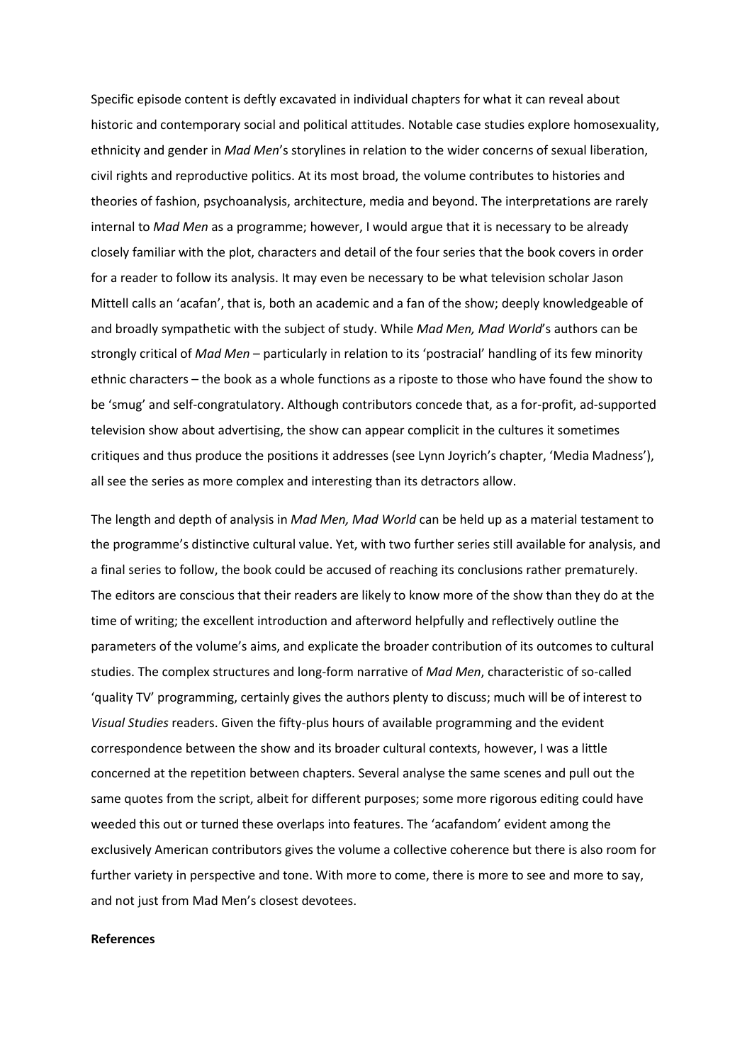Specific episode content is deftly excavated in individual chapters for what it can reveal about historic and contemporary social and political attitudes. Notable case studies explore homosexuality, ethnicity and gender in *Mad Men*'s storylines in relation to the wider concerns of sexual liberation, civil rights and reproductive politics. At its most broad, the volume contributes to histories and theories of fashion, psychoanalysis, architecture, media and beyond. The interpretations are rarely internal to *Mad Men* as a programme; however, I would argue that it is necessary to be already closely familiar with the plot, characters and detail of the four series that the book covers in order for a reader to follow its analysis. It may even be necessary to be what television scholar Jason Mittell calls an 'acafan', that is, both an academic and a fan of the show; deeply knowledgeable of and broadly sympathetic with the subject of study. While *Mad Men, Mad World*'s authors can be strongly critical of *Mad Men* – particularly in relation to its 'postracial' handling of its few minority ethnic characters – the book as a whole functions as a riposte to those who have found the show to be 'smug' and self-congratulatory. Although contributors concede that, as a for-profit, ad-supported television show about advertising, the show can appear complicit in the cultures it sometimes critiques and thus produce the positions it addresses (see Lynn Joyrich's chapter, 'Media Madness'), all see the series as more complex and interesting than its detractors allow.

The length and depth of analysis in *Mad Men, Mad World* can be held up as a material testament to the programme's distinctive cultural value. Yet, with two further series still available for analysis, and a final series to follow, the book could be accused of reaching its conclusions rather prematurely. The editors are conscious that their readers are likely to know more of the show than they do at the time of writing; the excellent introduction and afterword helpfully and reflectively outline the parameters of the volume's aims, and explicate the broader contribution of its outcomes to cultural studies. The complex structures and long-form narrative of *Mad Men*, characteristic of so-called 'quality TV' programming, certainly gives the authors plenty to discuss; much will be of interest to *Visual Studies* readers. Given the fifty-plus hours of available programming and the evident correspondence between the show and its broader cultural contexts, however, I was a little concerned at the repetition between chapters. Several analyse the same scenes and pull out the same quotes from the script, albeit for different purposes; some more rigorous editing could have weeded this out or turned these overlaps into features. The 'acafandom' evident among the exclusively American contributors gives the volume a collective coherence but there is also room for further variety in perspective and tone. With more to come, there is more to see and more to say, and not just from Mad Men's closest devotees.

**References**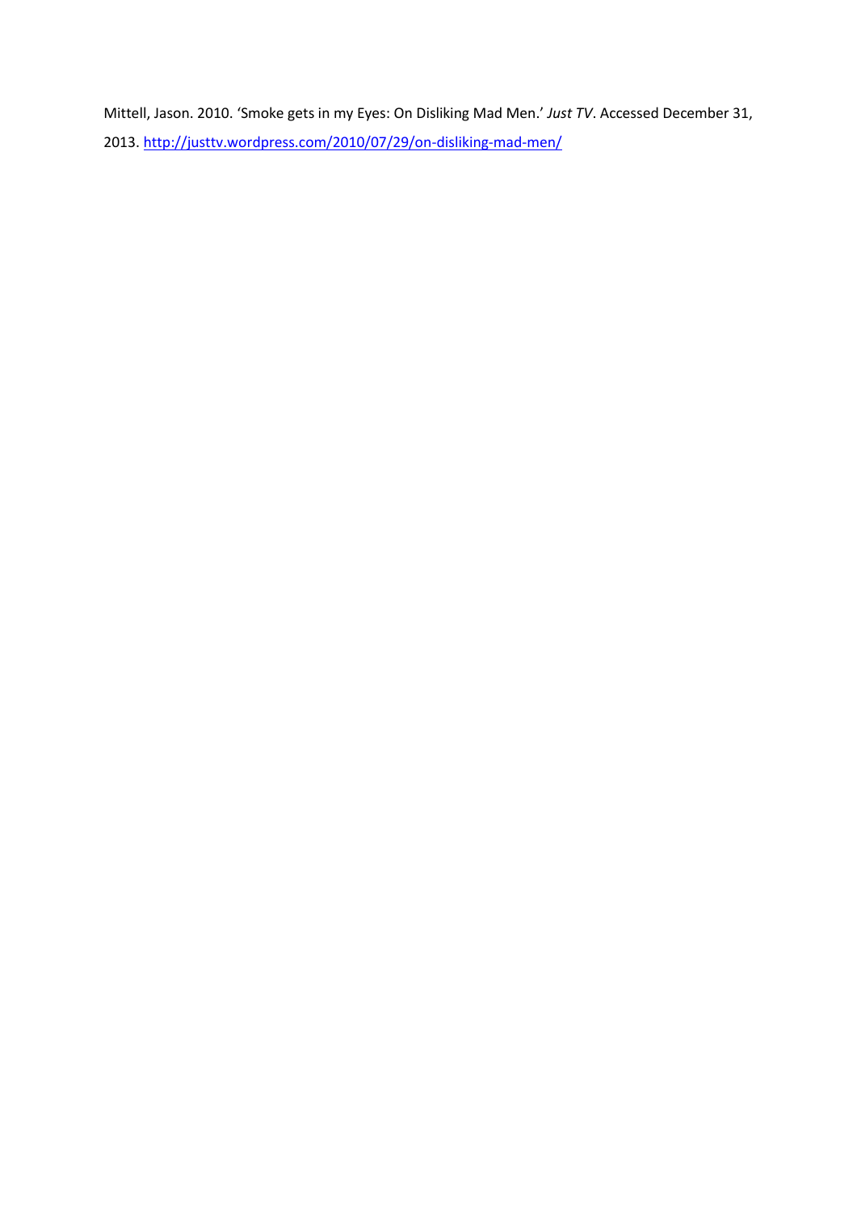Mittell, Jason. 2010. 'Smoke gets in my Eyes: On Disliking Mad Men.' *Just TV*. Accessed December 31, 2013. http://justtv.wordpress.com/2010/07/29/on-disliking-mad-men/